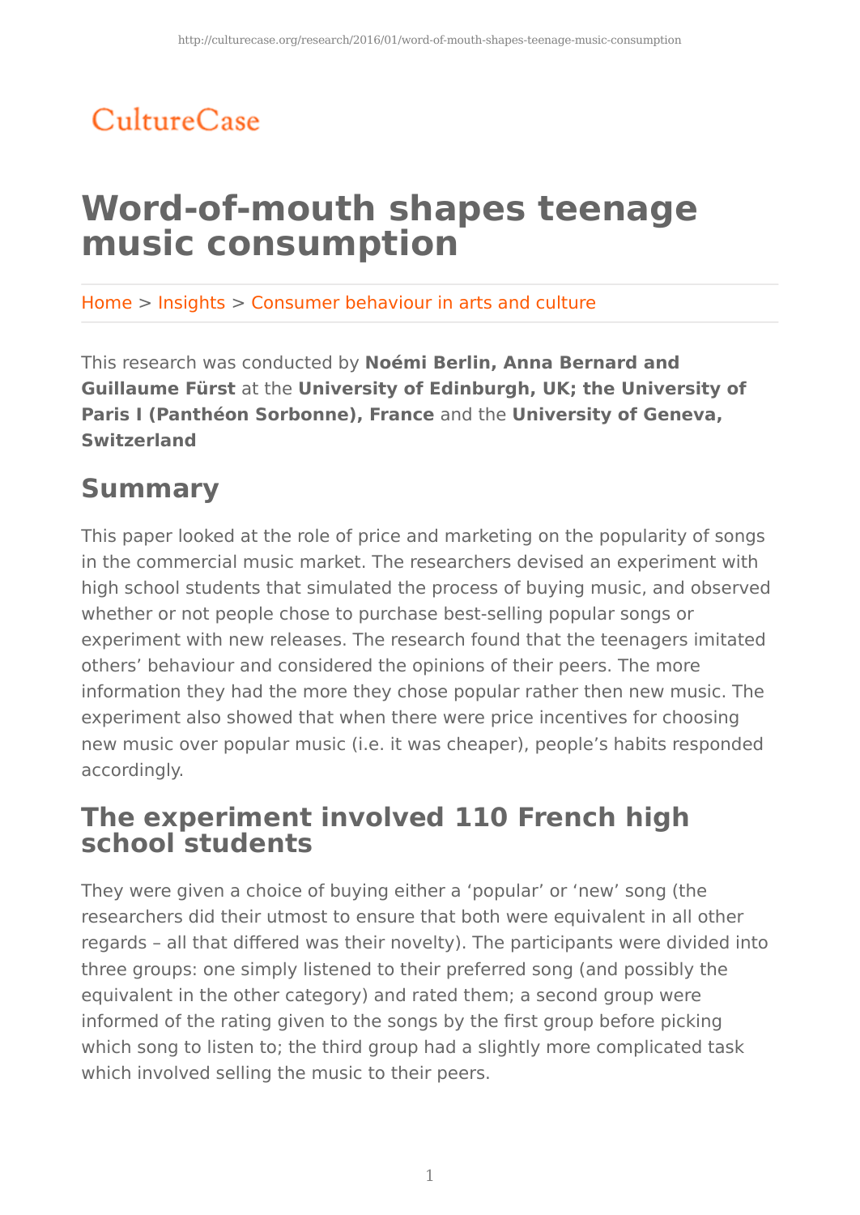CultureCase

# Word-of-mouth shapes teenage music consumption

Home > Insights > Consumer behaviour in arts and culture

This research was conducted by **Noémi Berlin, Anna Bernard and Guillaume Fürst** at the **University of Edinburgh, UK; the University of Paris I (Panthéon Sorbonne), France** and the **University of Geneva, Switzerland**

## Summary

This paper looked at the role of price and marketing on the popularity of songs in the commercial music market. The researchers devised an experiment with high school students that simulated the process of buying music, and observed whether or not people chose to purchase best-selling popular songs or experiment with new releases. The research found that the teenagers imitated others' behaviour and considered the opinions of their peers. The more information they had the more they chose popular rather then new music. The experiment also showed that when there were price incentives for choosing new music over popular music (i.e. it was cheaper), people's habits responded accordingly.

## The experiment involved 110 French high school students

They were given a choice of buying either a 'popular' or 'new' song (the researchers did their utmost to ensure that both were equivalent in all other regards – all that differed was their novelty). The participants were divided into three groups: one simply listened to their preferred song (and possibly the equivalent in the other category) and rated them; a second group were informed of the rating given to the songs by the first group before picking which song to listen to; the third group had a slightly more complicated task which involved selling the music to their peers.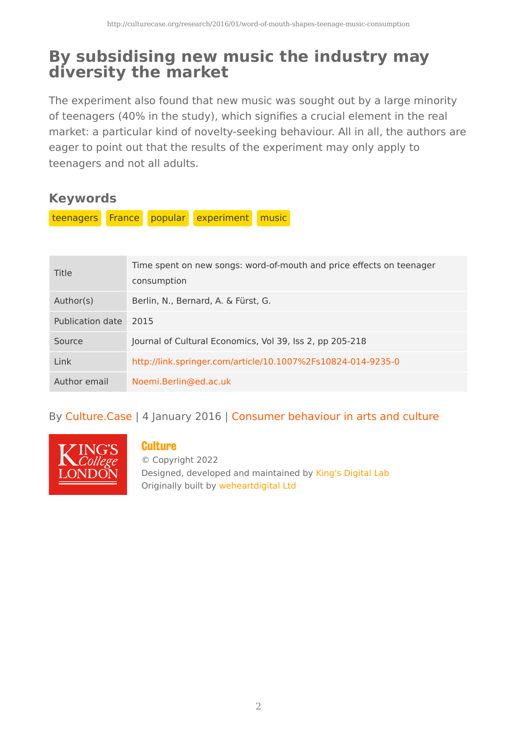## By subsidising new music the industry may diversity the market

The experiment also found that new music was sought out by a large minority of teenagers (40% in the study), which signifies a crucial element in the real market: a particular kind of novelty-seeking behaviour. All in all, the authors are eager to point out that the results of the experiment may only apply to teenagers and not all adults.

### Keywords

teenagers France popular experiment music

| | |
|---|---|
| Title | Time spent on new songs: word-of-mouth and price effects on teenager consumption |
| Author(s) | Berlin, N., Bernard, A. & Fürst, G. |
| Publication date | 2015 |
| Source | Journal of Cultural Economics, Vol 39, Iss 2, pp 205-218 |
| Link | http://link.springer.com/article/10.1007%2Fs10824-014-9235-0 |
| Author email | Noemi.Berlin@ed.ac.uk |

By Culture.Case | 4 January 2016 | Consumer behaviour in arts and culture

KING'S College LONDON

Culture

© Copyright 2022

Designed, developed and maintained by King's Digital Lab

Originally built by weheartdigital Ltd